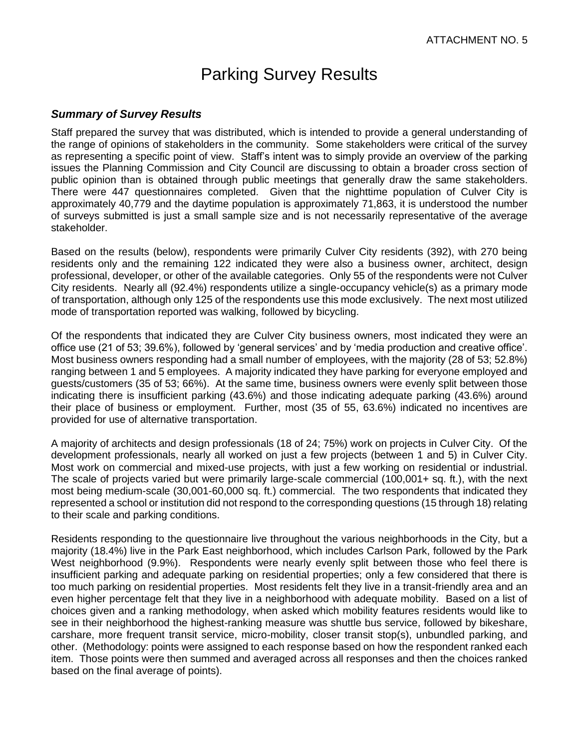ATTACHMENT NO. 5

# Parking Survey Results

### *Summary of Survey Results*

Staff prepared the survey that was distributed, which is intended to provide a general understanding of the range of opinions of stakeholders in the community. Some stakeholders were critical of the survey as representing a specific point of view. Staff's intent was to simply provide an overview of the parking issues the Planning Commission and City Council are discussing to obtain a broader cross section of public opinion than is obtained through public meetings that generally draw the same stakeholders. There were 447 questionnaires completed. Given that the nighttime population of Culver City is approximately 40,779 and the daytime population is approximately 71,863, it is understood the number of surveys submitted is just a small sample size and is not necessarily representative of the average stakeholder.

Based on the results (below), respondents were primarily Culver City residents (392), with 270 being residents only and the remaining 122 indicated they were also a business owner, architect, design professional, developer, or other of the available categories. Only 55 of the respondents were not Culver City residents. Nearly all (92.4%) respondents utilize a single-occupancy vehicle(s) as a primary mode of transportation, although only 125 of the respondents use this mode exclusively. The next most utilized mode of transportation reported was walking, followed by bicycling.

Of the respondents that indicated they are Culver City business owners, most indicated they were an office use (21 of 53; 39.6%), followed by 'general services' and by 'media production and creative office'. Most business owners responding had a small number of employees, with the majority (28 of 53; 52.8%) ranging between 1 and 5 employees. A majority indicated they have parking for everyone employed and guests/customers (35 of 53; 66%). At the same time, business owners were evenly split between those indicating there is insufficient parking (43.6%) and those indicating adequate parking (43.6%) around their place of business or employment. Further, most (35 of 55, 63.6%) indicated no incentives are provided for use of alternative transportation.

A majority of architects and design professionals (18 of 24; 75%) work on projects in Culver City. Of the development professionals, nearly all worked on just a few projects (between 1 and 5) in Culver City. Most work on commercial and mixed-use projects, with just a few working on residential or industrial. The scale of projects varied but were primarily large-scale commercial (100,001+ sq. ft.), with the next most being medium-scale (30,001-60,000 sq. ft.) commercial. The two respondents that indicated they represented a school or institution did not respond to the corresponding questions (15 through 18) relating to their scale and parking conditions.

Residents responding to the questionnaire live throughout the various neighborhoods in the City, but a majority (18.4%) live in the Park East neighborhood, which includes Carlson Park, followed by the Park West neighborhood (9.9%). Respondents were nearly evenly split between those who feel there is insufficient parking and adequate parking on residential properties; only a few considered that there is too much parking on residential properties. Most residents felt they live in a transit-friendly area and an even higher percentage felt that they live in a neighborhood with adequate mobility. Based on a list of choices given and a ranking methodology, when asked which mobility features residents would like to see in their neighborhood the highest-ranking measure was shuttle bus service, followed by bikeshare, carshare, more frequent transit service, micro-mobility, closer transit stop(s), unbundled parking, and other. (Methodology: points were assigned to each response based on how the respondent ranked each item. Those points were then summed and averaged across all responses and then the choices ranked based on the final average of points).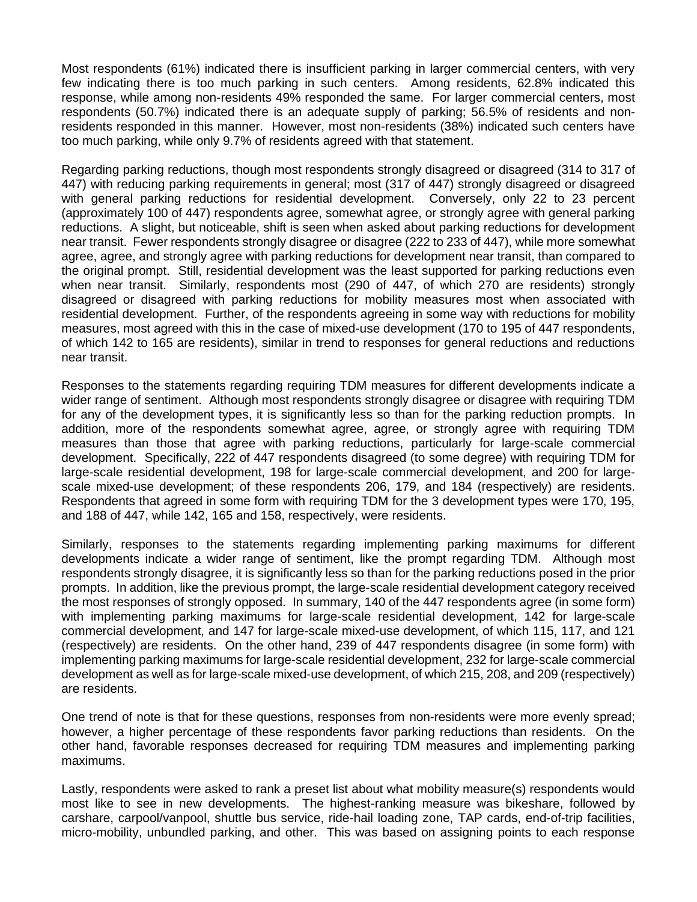Most respondents (61%) indicated there is insufficient parking in larger commercial centers, with very few indicating there is too much parking in such centers. Among residents, 62.8% indicated this response, while among non-residents 49% responded the same. For larger commercial centers, most respondents (50.7%) indicated there is an adequate supply of parking; 56.5% of residents and non-residents responded in this manner. However, most non-residents (38%) indicated such centers have too much parking, while only 9.7% of residents agreed with that statement.

Regarding parking reductions, though most respondents strongly disagreed or disagreed (314 to 317 of 447) with reducing parking requirements in general; most (317 of 447) strongly disagreed or disagreed with general parking reductions for residential development. Conversely, only 22 to 23 percent (approximately 100 of 447) respondents agree, somewhat agree, or strongly agree with general parking reductions. A slight, but noticeable, shift is seen when asked about parking reductions for development near transit. Fewer respondents strongly disagree or disagree (222 to 233 of 447), while more somewhat agree, agree, and strongly agree with parking reductions for development near transit, than compared to the original prompt. Still, residential development was the least supported for parking reductions even when near transit. Similarly, respondents most (290 of 447, of which 270 are residents) strongly disagreed or disagreed with parking reductions for mobility measures most when associated with residential development. Further, of the respondents agreeing in some way with reductions for mobility measures, most agreed with this in the case of mixed-use development (170 to 195 of 447 respondents, of which 142 to 165 are residents), similar in trend to responses for general reductions and reductions near transit.

Responses to the statements regarding requiring TDM measures for different developments indicate a wider range of sentiment. Although most respondents strongly disagree or disagree with requiring TDM for any of the development types, it is significantly less so than for the parking reduction prompts. In addition, more of the respondents somewhat agree, agree, or strongly agree with requiring TDM measures than those that agree with parking reductions, particularly for large-scale commercial development. Specifically, 222 of 447 respondents disagreed (to some degree) with requiring TDM for large-scale residential development, 198 for large-scale commercial development, and 200 for large-scale mixed-use development; of these respondents 206, 179, and 184 (respectively) are residents. Respondents that agreed in some form with requiring TDM for the 3 development types were 170, 195, and 188 of 447, while 142, 165 and 158, respectively, were residents.

Similarly, responses to the statements regarding implementing parking maximums for different developments indicate a wider range of sentiment, like the prompt regarding TDM. Although most respondents strongly disagree, it is significantly less so than for the parking reductions posed in the prior prompts. In addition, like the previous prompt, the large-scale residential development category received the most responses of strongly opposed. In summary, 140 of the 447 respondents agree (in some form) with implementing parking maximums for large-scale residential development, 142 for large-scale commercial development, and 147 for large-scale mixed-use development, of which 115, 117, and 121 (respectively) are residents. On the other hand, 239 of 447 respondents disagree (in some form) with implementing parking maximums for large-scale residential development, 232 for large-scale commercial development as well as for large-scale mixed-use development, of which 215, 208, and 209 (respectively) are residents.

One trend of note is that for these questions, responses from non-residents were more evenly spread; however, a higher percentage of these respondents favor parking reductions than residents. On the other hand, favorable responses decreased for requiring TDM measures and implementing parking maximums.

Lastly, respondents were asked to rank a preset list about what mobility measure(s) respondents would most like to see in new developments. The highest-ranking measure was bikeshare, followed by carshare, carpool/vanpool, shuttle bus service, ride-hail loading zone, TAP cards, end-of-trip facilities, micro-mobility, unbundled parking, and other. This was based on assigning points to each response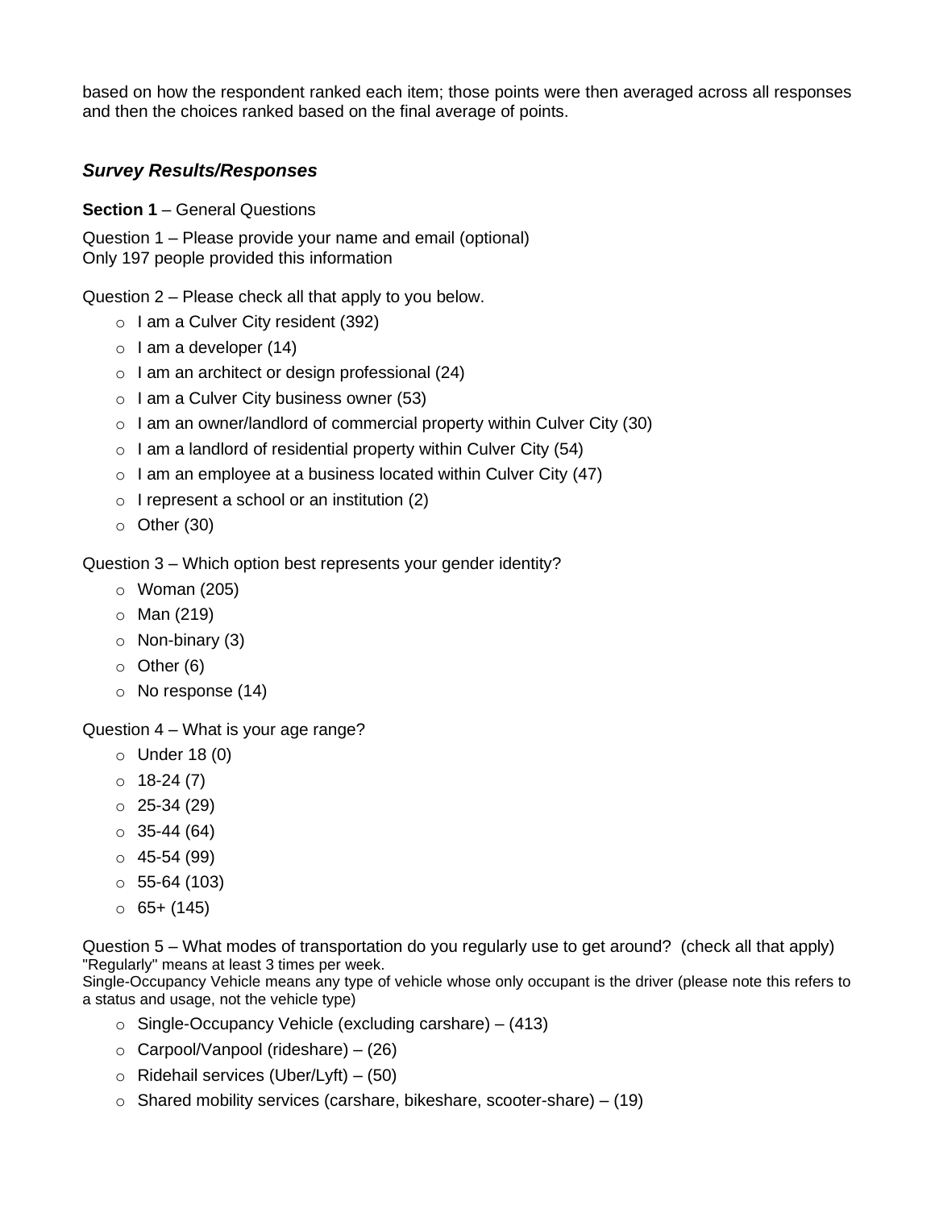based on how the respondent ranked each item; those points were then averaged across all responses and then the choices ranked based on the final average of points.

### *Survey Results/Responses*

**Section 1** – General Questions

Question 1 – Please provide your name and email (optional)
Only 197 people provided this information

Question 2 – Please check all that apply to you below.

- I am a Culver City resident (392)
- I am a developer (14)
- I am an architect or design professional (24)
- I am a Culver City business owner (53)
- I am an owner/landlord of commercial property within Culver City (30)
- I am a landlord of residential property within Culver City (54)
- I am an employee at a business located within Culver City (47)
- I represent a school or an institution (2)
- Other (30)

Question 3 – Which option best represents your gender identity?

- Woman (205)
- Man (219)
- Non-binary (3)
- Other (6)
- No response (14)

Question 4 – What is your age range?

- Under 18 (0)
- 18-24 (7)
- 25-34 (29)
- 35-44 (64)
- 45-54 (99)
- 55-64 (103)
- 65+ (145)

Question 5 – What modes of transportation do you regularly use to get around? (check all that apply)
"Regularly" means at least 3 times per week.
Single-Occupancy Vehicle means any type of vehicle whose only occupant is the driver (please note this refers to a status and usage, not the vehicle type)

- Single-Occupancy Vehicle (excluding carshare) – (413)
- Carpool/Vanpool (rideshare) – (26)
- Ridehail services (Uber/Lyft) – (50)
- Shared mobility services (carshare, bikeshare, scooter-share) – (19)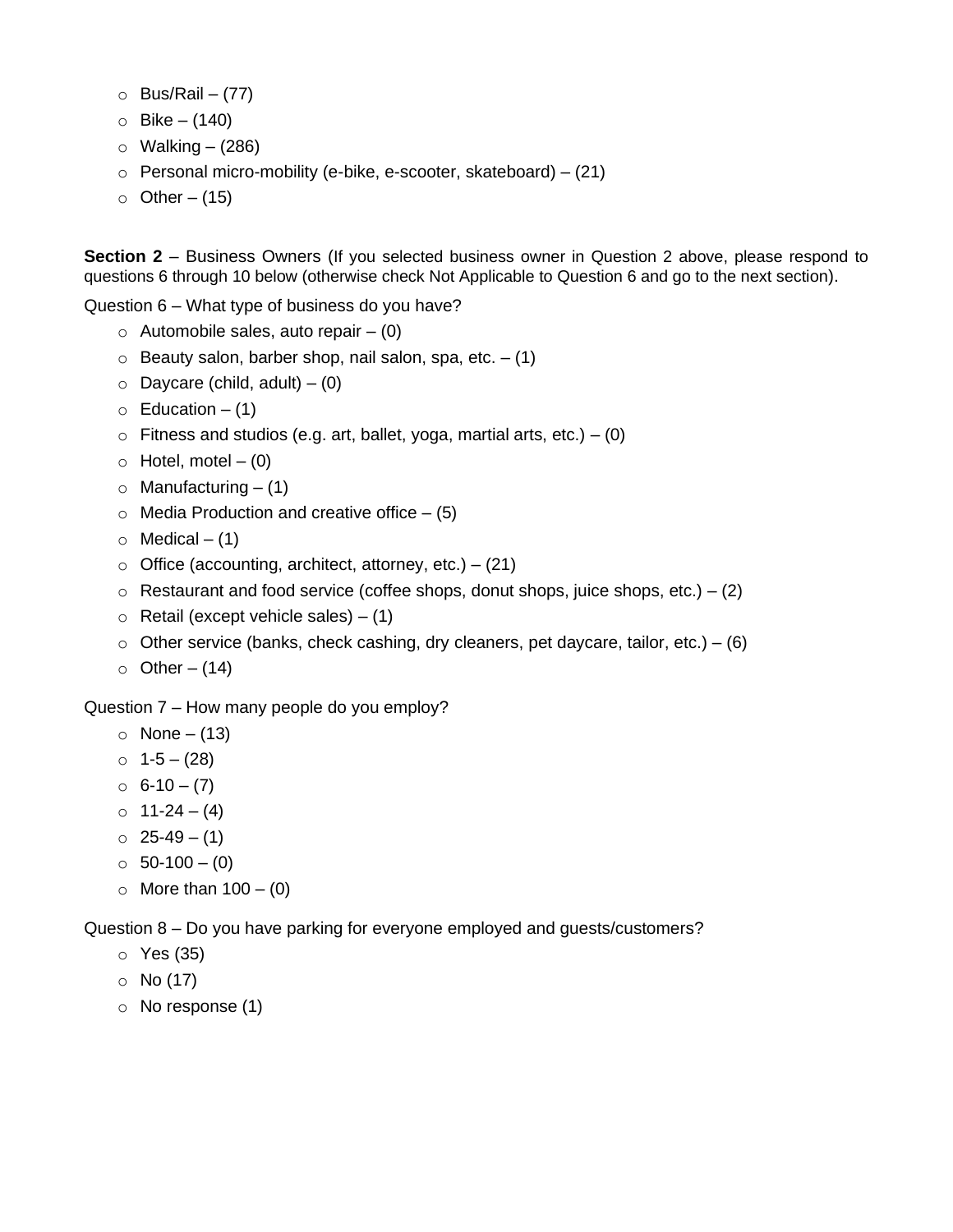- Bus/Rail – (77)
- Bike – (140)
- Walking – (286)
- Personal micro-mobility (e-bike, e-scooter, skateboard) – (21)
- Other – (15)

**Section 2** – Business Owners (If you selected business owner in Question 2 above, please respond to questions 6 through 10 below (otherwise check Not Applicable to Question 6 and go to the next section).

Question 6 – What type of business do you have?

- Automobile sales, auto repair – (0)
- Beauty salon, barber shop, nail salon, spa, etc. – (1)
- Daycare (child, adult) – (0)
- Education – (1)
- Fitness and studios (e.g. art, ballet, yoga, martial arts, etc.) – (0)
- Hotel, motel – (0)
- Manufacturing – (1)
- Media Production and creative office – (5)
- Medical – (1)
- Office (accounting, architect, attorney, etc.) – (21)
- Restaurant and food service (coffee shops, donut shops, juice shops, etc.) – (2)
- Retail (except vehicle sales) – (1)
- Other service (banks, check cashing, dry cleaners, pet daycare, tailor, etc.) – (6)
- Other – (14)

Question 7 – How many people do you employ?

- None – (13)
- 1-5 – (28)
- 6-10 – (7)
- 11-24 – (4)
- 25-49 – (1)
- 50-100 – (0)
- More than 100 – (0)

Question 8 – Do you have parking for everyone employed and guests/customers?

- Yes (35)
- No (17)
- No response (1)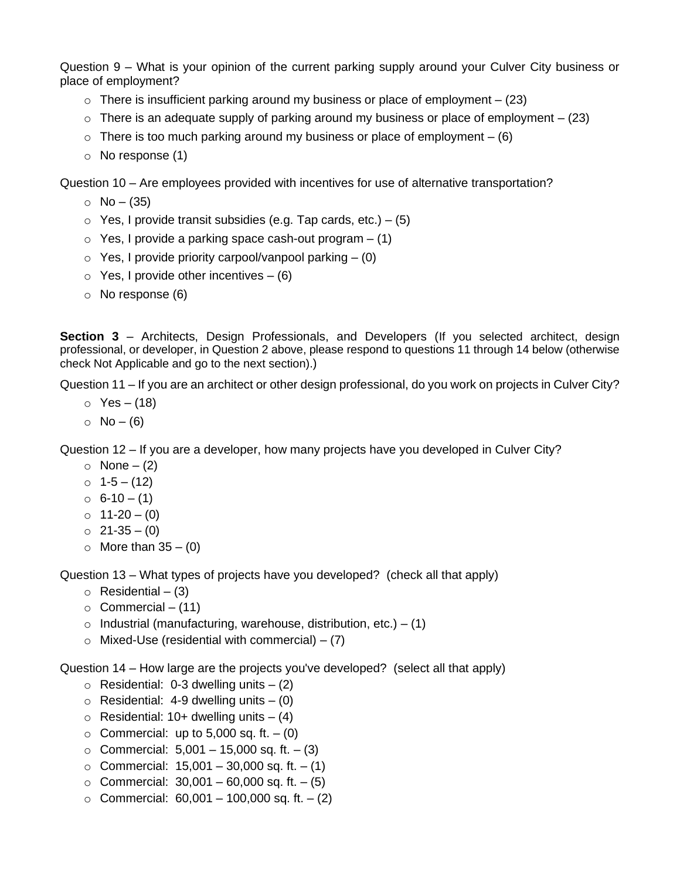Question 9 – What is your opinion of the current parking supply around your Culver City business or place of employment?

- There is insufficient parking around my business or place of employment – (23)
- There is an adequate supply of parking around my business or place of employment – (23)
- There is too much parking around my business or place of employment – (6)
- No response (1)

Question 10 – Are employees provided with incentives for use of alternative transportation?

- No – (35)
- Yes, I provide transit subsidies (e.g. Tap cards, etc.) – (5)
- Yes, I provide a parking space cash-out program – (1)
- Yes, I provide priority carpool/vanpool parking – (0)
- Yes, I provide other incentives – (6)
- No response (6)

**Section 3** – Architects, Design Professionals, and Developers (If you selected architect, design professional, or developer, in Question 2 above, please respond to questions 11 through 14 below (otherwise check Not Applicable and go to the next section).)

Question 11 – If you are an architect or other design professional, do you work on projects in Culver City?

- Yes – (18)
- No – (6)

Question 12 – If you are a developer, how many projects have you developed in Culver City?

- None – (2)
- 1-5 – (12)
- 6-10 – (1)
- 11-20 – (0)
- 21-35 – (0)
- More than 35 – (0)

Question 13 – What types of projects have you developed? (check all that apply)

- Residential – (3)
- Commercial – (11)
- Industrial (manufacturing, warehouse, distribution, etc.) – (1)
- Mixed-Use (residential with commercial) – (7)

Question 14 – How large are the projects you've developed? (select all that apply)

- Residential: 0-3 dwelling units – (2)
- Residential: 4-9 dwelling units – (0)
- Residential: 10+ dwelling units – (4)
- Commercial: up to 5,000 sq. ft. – (0)
- Commercial: 5,001 – 15,000 sq. ft. – (3)
- Commercial: 15,001 – 30,000 sq. ft. – (1)
- Commercial: 30,001 – 60,000 sq. ft. – (5)
- Commercial: 60,001 – 100,000 sq. ft. – (2)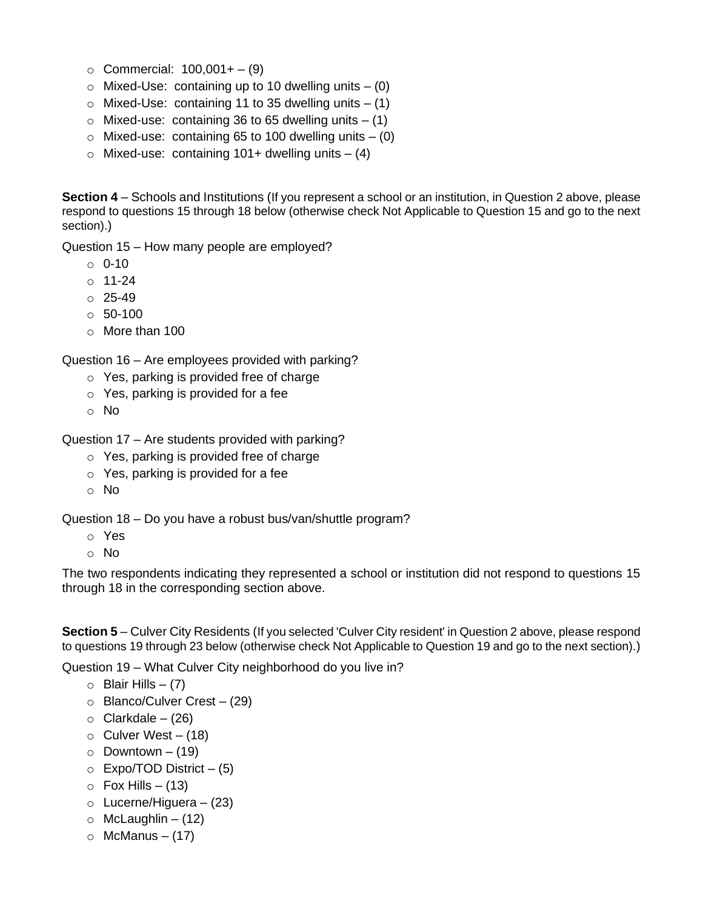- Commercial:  100,001+ – (9)
- Mixed-Use:  containing up to 10 dwelling units – (0)
- Mixed-Use:  containing 11 to 35 dwelling units – (1)
- Mixed-use:  containing 36 to 65 dwelling units – (1)
- Mixed-use:  containing 65 to 100 dwelling units – (0)
- Mixed-use:  containing 101+ dwelling units – (4)

**Section 4** – Schools and Institutions (If you represent a school or an institution, in Question 2 above, please respond to questions 15 through 18 below (otherwise check Not Applicable to Question 15 and go to the next section).)

Question 15 – How many people are employed?

- 0-10
- 11-24
- 25-49
- 50-100
- More than 100

Question 16 – Are employees provided with parking?

- Yes, parking is provided free of charge
- Yes, parking is provided for a fee
- No

Question 17 – Are students provided with parking?

- Yes, parking is provided free of charge
- Yes, parking is provided for a fee
- No

Question 18 – Do you have a robust bus/van/shuttle program?

- Yes
- No

The two respondents indicating they represented a school or institution did not respond to questions 15 through 18 in the corresponding section above.

**Section 5** – Culver City Residents (If you selected 'Culver City resident' in Question 2 above, please respond to questions 19 through 23 below (otherwise check Not Applicable to Question 19 and go to the next section).)

Question 19 – What Culver City neighborhood do you live in?

- Blair Hills – (7)
- Blanco/Culver Crest – (29)
- Clarkdale – (26)
- Culver West – (18)
- Downtown – (19)
- Expo/TOD District – (5)
- Fox Hills – (13)
- Lucerne/Higuera – (23)
- McLaughlin – (12)
- McManus – (17)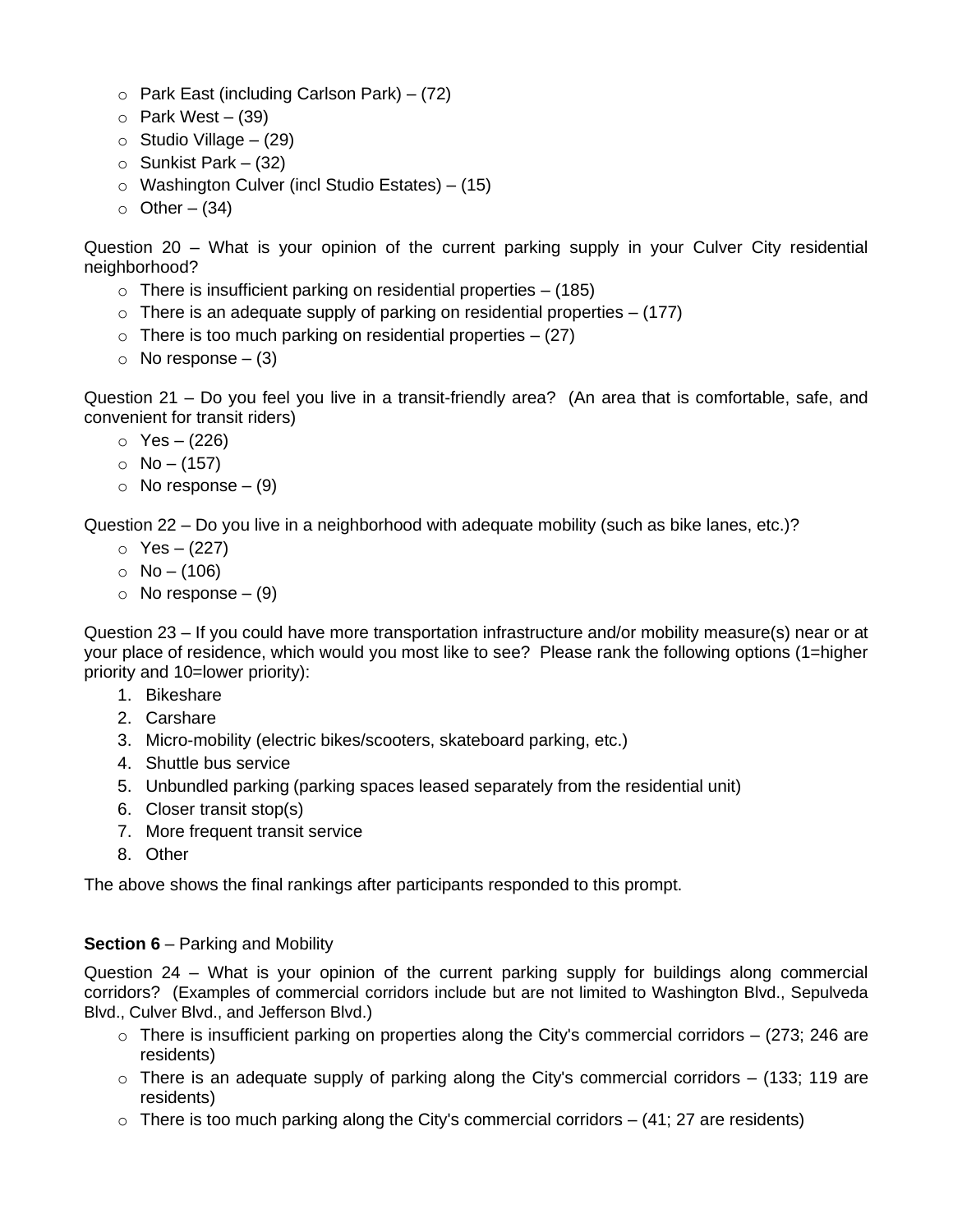- Park East (including Carlson Park) – (72)
- Park West – (39)
- Studio Village – (29)
- Sunkist Park – (32)
- Washington Culver (incl Studio Estates) – (15)
- Other – (34)

Question 20 – What is your opinion of the current parking supply in your Culver City residential neighborhood?

- There is insufficient parking on residential properties – (185)
- There is an adequate supply of parking on residential properties – (177)
- There is too much parking on residential properties – (27)
- No response – (3)

Question 21 – Do you feel you live in a transit-friendly area? (An area that is comfortable, safe, and convenient for transit riders)

- Yes – (226)
- No – (157)
- No response – (9)

Question 22 – Do you live in a neighborhood with adequate mobility (such as bike lanes, etc.)?

- Yes – (227)
- No – (106)
- No response – (9)

Question 23 – If you could have more transportation infrastructure and/or mobility measure(s) near or at your place of residence, which would you most like to see? Please rank the following options (1=higher priority and 10=lower priority):

1. Bikeshare
2. Carshare
3. Micro-mobility (electric bikes/scooters, skateboard parking, etc.)
4. Shuttle bus service
5. Unbundled parking (parking spaces leased separately from the residential unit)
6. Closer transit stop(s)
7. More frequent transit service
8. Other

The above shows the final rankings after participants responded to this prompt.

**Section 6** – Parking and Mobility

Question 24 – What is your opinion of the current parking supply for buildings along commercial corridors? (Examples of commercial corridors include but are not limited to Washington Blvd., Sepulveda Blvd., Culver Blvd., and Jefferson Blvd.)

- There is insufficient parking on properties along the City's commercial corridors – (273; 246 are residents)
- There is an adequate supply of parking along the City's commercial corridors – (133; 119 are residents)
- There is too much parking along the City's commercial corridors – (41; 27 are residents)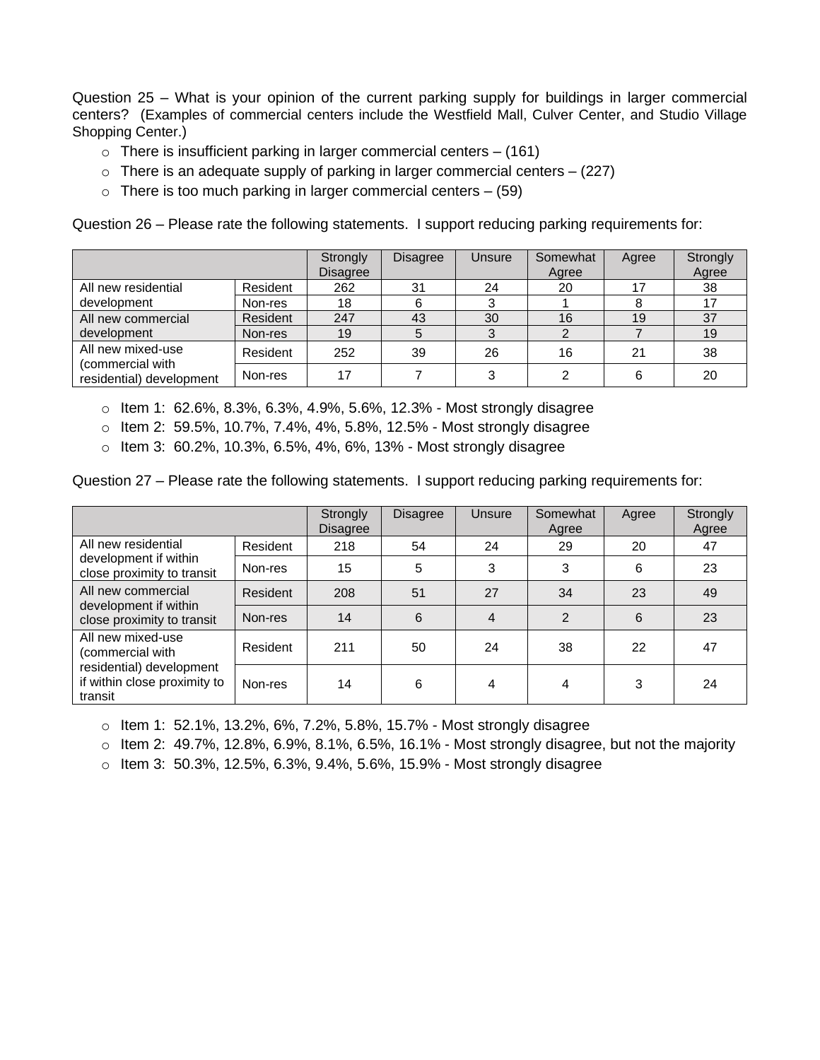Question 25 – What is your opinion of the current parking supply for buildings in larger commercial centers? (Examples of commercial centers include the Westfield Mall, Culver Center, and Studio Village Shopping Center.)

- There is insufficient parking in larger commercial centers – (161)
- There is an adequate supply of parking in larger commercial centers – (227)
- There is too much parking in larger commercial centers – (59)

Question 26 – Please rate the following statements. I support reducing parking requirements for:

| | | Strongly Disagree | Disagree | Unsure | Somewhat Agree | Agree | Strongly Agree |
|---|---|---|---|---|---|---|---|
| All new residential development | Resident | 262 | 31 | 24 | 20 | 17 | 38 |
| | Non-res | 18 | 6 | 3 | 1 | 8 | 17 |
| All new commercial development | Resident | 247 | 43 | 30 | 16 | 19 | 37 |
| | Non-res | 19 | 5 | 3 | 2 | 7 | 19 |
| All new mixed-use (commercial with residential) development | Resident | 252 | 39 | 26 | 16 | 21 | 38 |
| | Non-res | 17 | 7 | 3 | 2 | 6 | 20 |

- Item 1: 62.6%, 8.3%, 6.3%, 4.9%, 5.6%, 12.3% - Most strongly disagree
- Item 2: 59.5%, 10.7%, 7.4%, 4%, 5.8%, 12.5% - Most strongly disagree
- Item 3: 60.2%, 10.3%, 6.5%, 4%, 6%, 13% - Most strongly disagree

Question 27 – Please rate the following statements. I support reducing parking requirements for:

| | | Strongly Disagree | Disagree | Unsure | Somewhat Agree | Agree | Strongly Agree |
|---|---|---|---|---|---|---|---|
| All new residential development if within close proximity to transit | Resident | 218 | 54 | 24 | 29 | 20 | 47 |
| | Non-res | 15 | 5 | 3 | 3 | 6 | 23 |
| All new commercial development if within close proximity to transit | Resident | 208 | 51 | 27 | 34 | 23 | 49 |
| | Non-res | 14 | 6 | 4 | 2 | 6 | 23 |
| All new mixed-use (commercial with residential) development if within close proximity to transit | Resident | 211 | 50 | 24 | 38 | 22 | 47 |
| | Non-res | 14 | 6 | 4 | 4 | 3 | 24 |

- Item 1: 52.1%, 13.2%, 6%, 7.2%, 5.8%, 15.7% - Most strongly disagree
- Item 2: 49.7%, 12.8%, 6.9%, 8.1%, 6.5%, 16.1% - Most strongly disagree, but not the majority
- Item 3: 50.3%, 12.5%, 6.3%, 9.4%, 5.6%, 15.9% - Most strongly disagree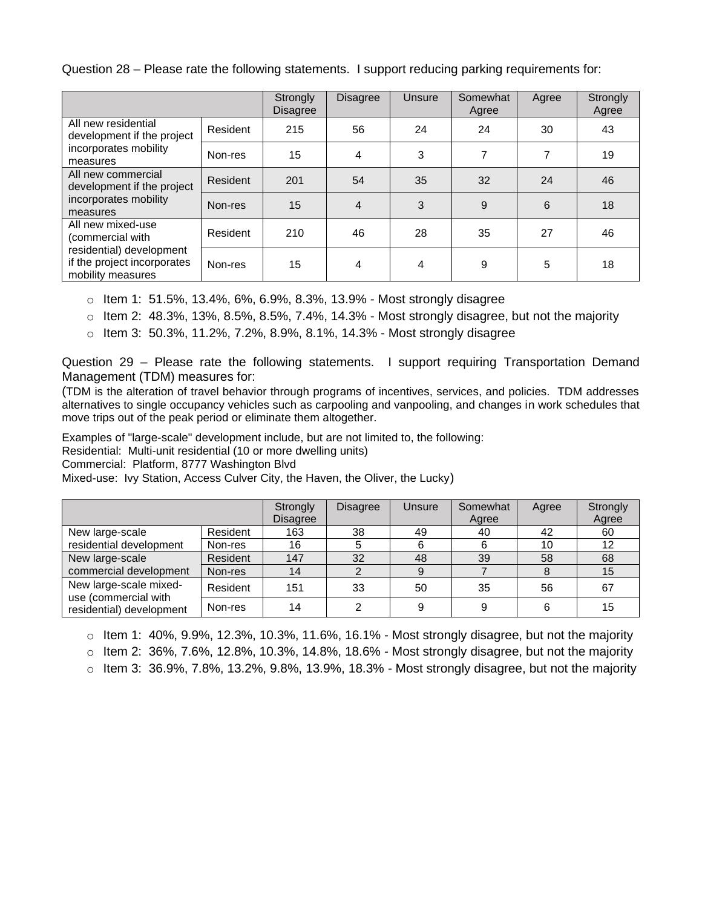Question 28 – Please rate the following statements. I support reducing parking requirements for:

| | | Strongly Disagree | Disagree | Unsure | Somewhat Agree | Agree | Strongly Agree |
|---|---|---|---|---|---|---|---|
| All new residential development if the project incorporates mobility measures | Resident | 215 | 56 | 24 | 24 | 30 | 43 |
| | Non-res | 15 | 4 | 3 | 7 | 7 | 19 |
| All new commercial development if the project incorporates mobility measures | Resident | 201 | 54 | 35 | 32 | 24 | 46 |
| | Non-res | 15 | 4 | 3 | 9 | 6 | 18 |
| All new mixed-use (commercial with residential) development if the project incorporates mobility measures | Resident | 210 | 46 | 28 | 35 | 27 | 46 |
| | Non-res | 15 | 4 | 4 | 9 | 5 | 18 |

- Item 1: 51.5%, 13.4%, 6%, 6.9%, 8.3%, 13.9% - Most strongly disagree
- Item 2: 48.3%, 13%, 8.5%, 8.5%, 7.4%, 14.3% - Most strongly disagree, but not the majority
- Item 3: 50.3%, 11.2%, 7.2%, 8.9%, 8.1%, 14.3% - Most strongly disagree

Question 29 – Please rate the following statements. I support requiring Transportation Demand Management (TDM) measures for:

(TDM is the alteration of travel behavior through programs of incentives, services, and policies. TDM addresses alternatives to single occupancy vehicles such as carpooling and vanpooling, and changes in work schedules that move trips out of the peak period or eliminate them altogether.

Examples of "large-scale" development include, but are not limited to, the following:
Residential: Multi-unit residential (10 or more dwelling units)
Commercial: Platform, 8777 Washington Blvd
Mixed-use: Ivy Station, Access Culver City, the Haven, the Oliver, the Lucky)

| | | Strongly Disagree | Disagree | Unsure | Somewhat Agree | Agree | Strongly Agree |
|---|---|---|---|---|---|---|---|
| New large-scale residential development | Resident | 163 | 38 | 49 | 40 | 42 | 60 |
| | Non-res | 16 | 5 | 6 | 6 | 10 | 12 |
| New large-scale commercial development | Resident | 147 | 32 | 48 | 39 | 58 | 68 |
| | Non-res | 14 | 2 | 9 | 7 | 8 | 15 |
| New large-scale mixed-use (commercial with residential) development | Resident | 151 | 33 | 50 | 35 | 56 | 67 |
| | Non-res | 14 | 2 | 9 | 9 | 6 | 15 |

- Item 1: 40%, 9.9%, 12.3%, 10.3%, 11.6%, 16.1% - Most strongly disagree, but not the majority
- Item 2: 36%, 7.6%, 12.8%, 10.3%, 14.8%, 18.6% - Most strongly disagree, but not the majority
- Item 3: 36.9%, 7.8%, 13.2%, 9.8%, 13.9%, 18.3% - Most strongly disagree, but not the majority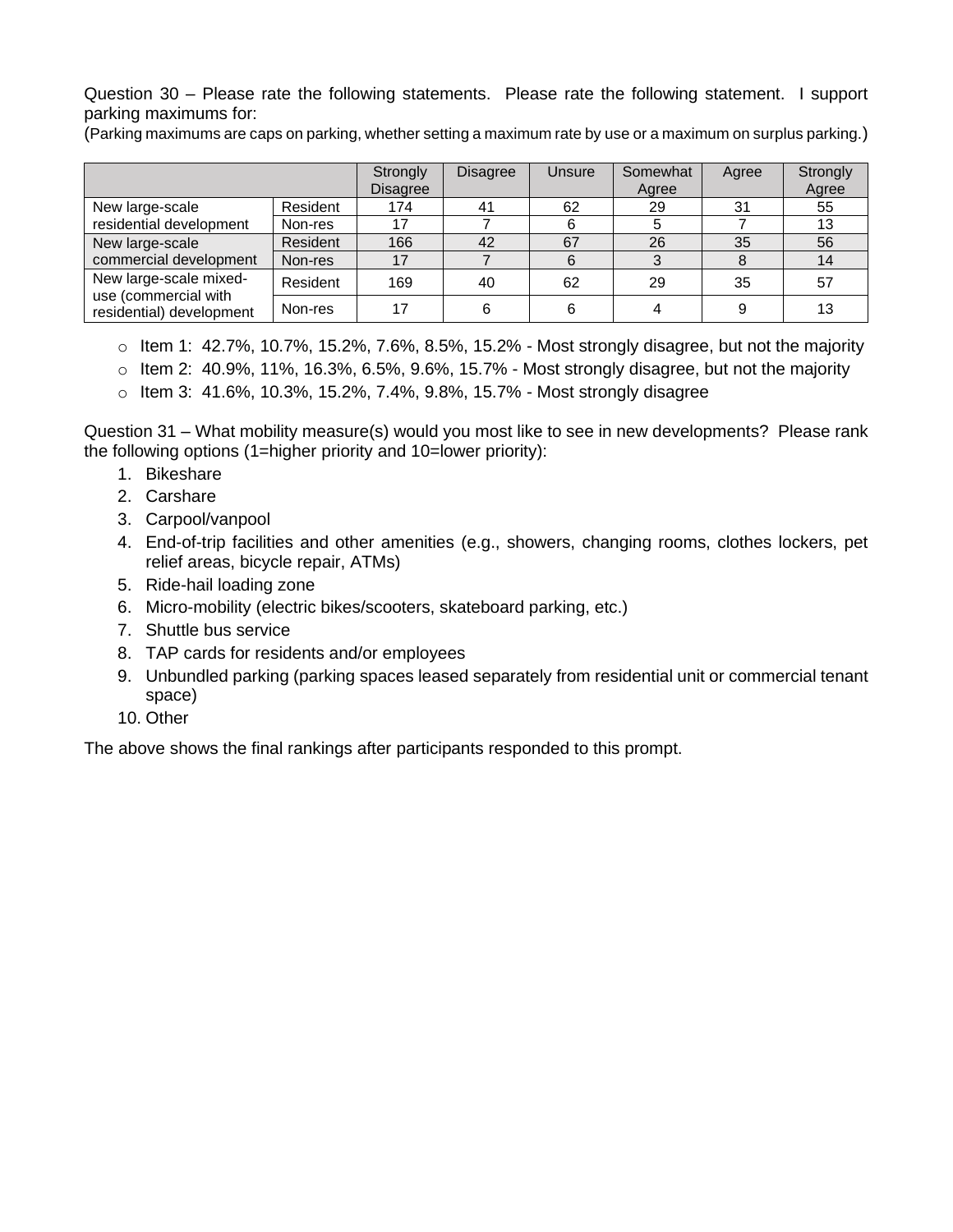Question 30 – Please rate the following statements. Please rate the following statement. I support parking maximums for:

(Parking maximums are caps on parking, whether setting a maximum rate by use or a maximum on surplus parking.)

| | | Strongly Disagree | Disagree | Unsure | Somewhat Agree | Agree | Strongly Agree |
|---|---|---|---|---|---|---|---|
| New large-scale residential development | Resident | 174 | 41 | 62 | 29 | 31 | 55 |
| | Non-res | 17 | 7 | 6 | 5 | 7 | 13 |
| New large-scale commercial development | Resident | 166 | 42 | 67 | 26 | 35 | 56 |
| | Non-res | 17 | 7 | 6 | 3 | 8 | 14 |
| New large-scale mixed-use (commercial with residential) development | Resident | 169 | 40 | 62 | 29 | 35 | 57 |
| | Non-res | 17 | 6 | 6 | 4 | 9 | 13 |

- Item 1: 42.7%, 10.7%, 15.2%, 7.6%, 8.5%, 15.2% - Most strongly disagree, but not the majority
- Item 2: 40.9%, 11%, 16.3%, 6.5%, 9.6%, 15.7% - Most strongly disagree, but not the majority
- Item 3: 41.6%, 10.3%, 15.2%, 7.4%, 9.8%, 15.7% - Most strongly disagree

Question 31 – What mobility measure(s) would you most like to see in new developments? Please rank the following options (1=higher priority and 10=lower priority):

1. Bikeshare
2. Carshare
3. Carpool/vanpool
4. End-of-trip facilities and other amenities (e.g., showers, changing rooms, clothes lockers, pet relief areas, bicycle repair, ATMs)
5. Ride-hail loading zone
6. Micro-mobility (electric bikes/scooters, skateboard parking, etc.)
7. Shuttle bus service
8. TAP cards for residents and/or employees
9. Unbundled parking (parking spaces leased separately from residential unit or commercial tenant space)
10. Other

The above shows the final rankings after participants responded to this prompt.